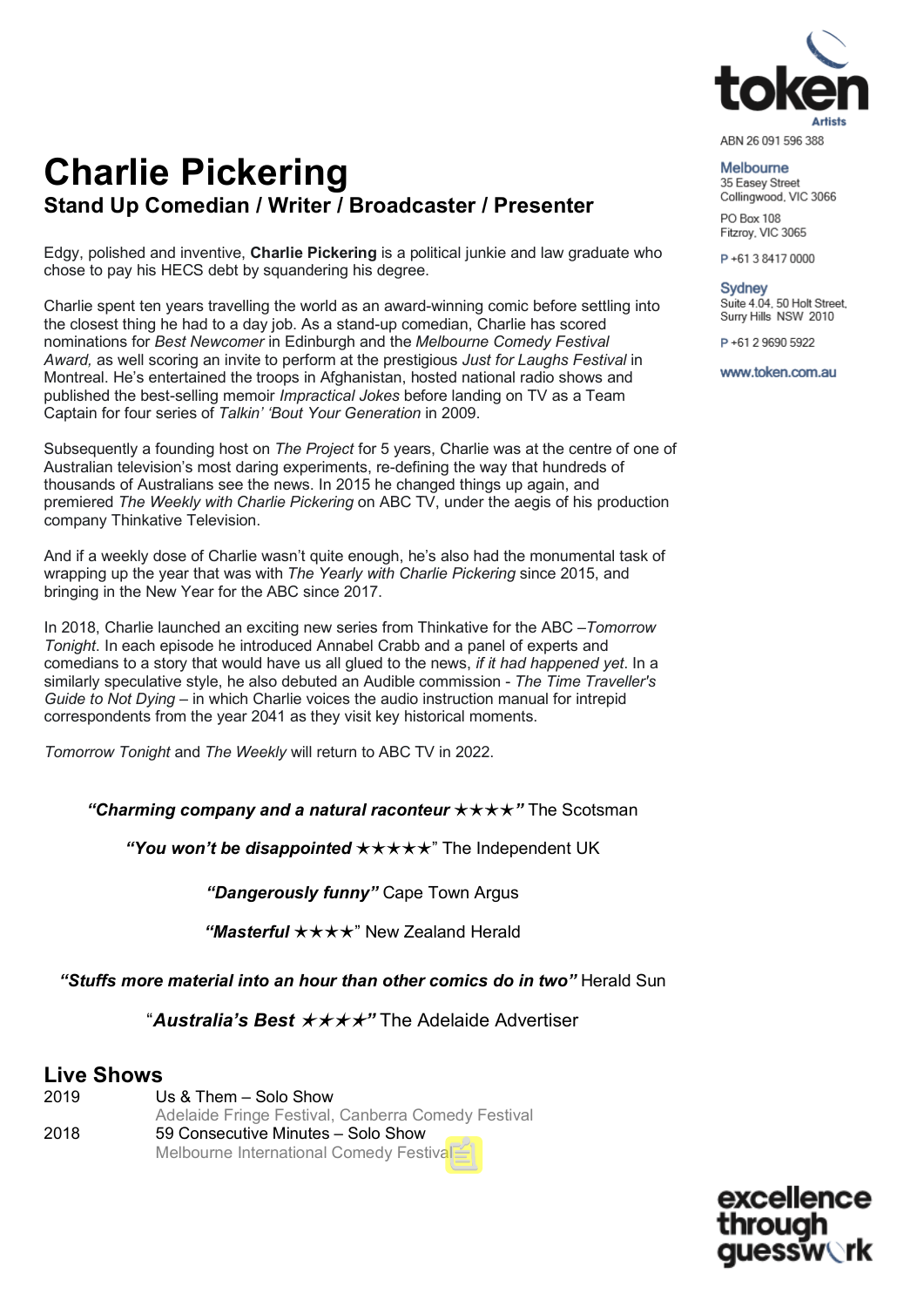# Charlie Pickering

## Stand Up Comedian / Writer / Broadcaster / Presenter

ABN 26 091 596 388

**Melbourne**
35 Easey Street
Collingwood, VIC 3066

PO Box 108
Fitzroy, VIC 3065

P +61 3 8417 0000

**Sydney**
Suite 4.04, 50 Holt Street,
Surry Hills NSW 2010

P +61 2 9690 5922

www.token.com.au

Edgy, polished and inventive, **Charlie Pickering** is a political junkie and law graduate who chose to pay his HECS debt by squandering his degree.

Charlie spent ten years travelling the world as an award-winning comic before settling into the closest thing he had to a day job. As a stand-up comedian, Charlie has scored nominations for *Best Newcomer* in Edinburgh and the *Melbourne Comedy Festival Award,* as well scoring an invite to perform at the prestigious *Just for Laughs Festival* in Montreal. He's entertained the troops in Afghanistan, hosted national radio shows and published the best-selling memoir *Impractical Jokes* before landing on TV as a Team Captain for four series of *Talkin' 'Bout Your Generation* in 2009.

Subsequently a founding host on *The Project* for 5 years, Charlie was at the centre of one of Australian television's most daring experiments, re-defining the way that hundreds of thousands of Australians see the news. In 2015 he changed things up again, and premiered *The Weekly with Charlie Pickering* on ABC TV, under the aegis of his production company Thinkative Television.

And if a weekly dose of Charlie wasn't quite enough, he's also had the monumental task of wrapping up the year that was with *The Yearly with Charlie Pickering* since 2015, and bringing in the New Year for the ABC since 2017.

In 2018, Charlie launched an exciting new series from Thinkative for the ABC –*Tomorrow Tonight*. In each episode he introduced Annabel Crabb and a panel of experts and comedians to a story that would have us all glued to the news, *if it had happened yet*. In a similarly speculative style, he also debuted an Audible commission - *The Time Traveller's Guide to Not Dying* – in which Charlie voices the audio instruction manual for intrepid correspondents from the year 2041 as they visit key historical moments.

*Tomorrow Tonight* and *The Weekly* will return to ABC TV in 2022.

***"Charming company and a natural raconteur ★★★★"*** The Scotsman

***"You won't be disappointed ★★★★★"*** The Independent UK

***"Dangerously funny"*** Cape Town Argus

***"Masterful ★★★★"*** New Zealand Herald

***"Stuffs more material into an hour than other comics do in two"*** Herald Sun

***"Australia's Best ★★★★"*** The Adelaide Advertiser

## Live Shows

| | |
|---|---|
| 2019 | Us & Them – Solo Show<br>Adelaide Fringe Festival, Canberra Comedy Festival |
| 2018 | 59 Consecutive Minutes – Solo Show<br>Melbourne International Comedy Festival |

excellence through guesswork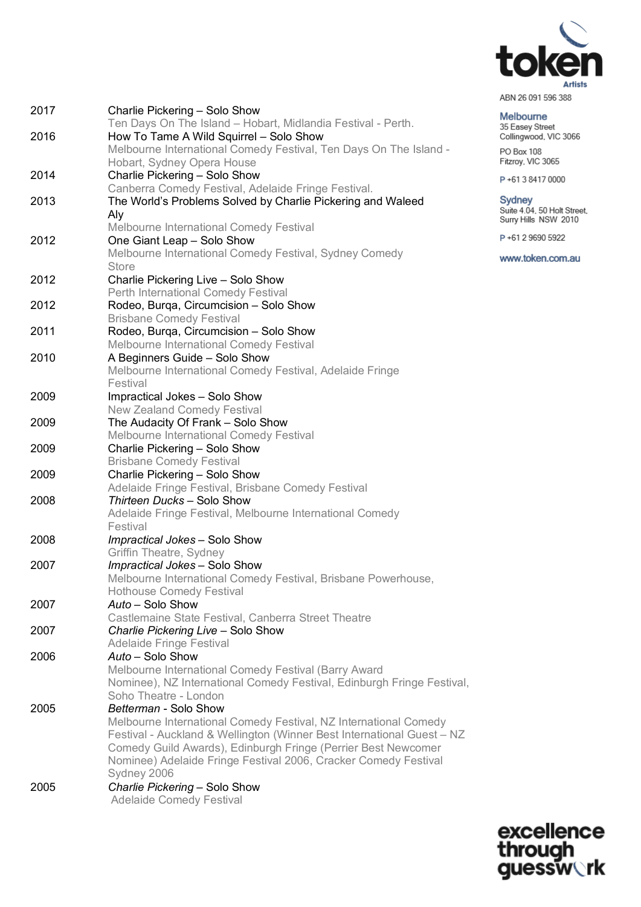| | |
|---|---|
| 2017 | Charlie Pickering – Solo Show<br>Ten Days On The Island – Hobart, Midlandia Festival - Perth. |
| 2016 | How To Tame A Wild Squirrel – Solo Show<br>Melbourne International Comedy Festival, Ten Days On The Island - Hobart, Sydney Opera House |
| 2014 | Charlie Pickering – Solo Show<br>Canberra Comedy Festival, Adelaide Fringe Festival. |
| 2013 | The World's Problems Solved by Charlie Pickering and Waleed Aly<br>Melbourne International Comedy Festival |
| 2012 | One Giant Leap – Solo Show<br>Melbourne International Comedy Festival, Sydney Comedy Store |
| 2012 | Charlie Pickering Live – Solo Show<br>Perth International Comedy Festival |
| 2012 | Rodeo, Burqa, Circumcision – Solo Show<br>Brisbane Comedy Festival |
| 2011 | Rodeo, Burqa, Circumcision – Solo Show<br>Melbourne International Comedy Festival |
| 2010 | A Beginners Guide – Solo Show<br>Melbourne International Comedy Festival, Adelaide Fringe Festival |
| 2009 | Impractical Jokes – Solo Show<br>New Zealand Comedy Festival |
| 2009 | The Audacity Of Frank – Solo Show<br>Melbourne International Comedy Festival |
| 2009 | Charlie Pickering – Solo Show<br>Brisbane Comedy Festival |
| 2009 | Charlie Pickering – Solo Show<br>Adelaide Fringe Festival, Brisbane Comedy Festival |
| 2008 | *Thirteen Ducks* – Solo Show<br>Adelaide Fringe Festival, Melbourne International Comedy Festival |
| 2008 | *Impractical Jokes* – Solo Show<br>Griffin Theatre, Sydney |
| 2007 | *Impractical Jokes* – Solo Show<br>Melbourne International Comedy Festival, Brisbane Powerhouse, Hothouse Comedy Festival |
| 2007 | *Auto* – Solo Show<br>Castlemaine State Festival, Canberra Street Theatre |
| 2007 | *Charlie Pickering Live* – Solo Show<br>Adelaide Fringe Festival |
| 2006 | *Auto* – Solo Show<br>Melbourne International Comedy Festival (Barry Award Nominee), NZ International Comedy Festival, Edinburgh Fringe Festival, Soho Theatre - London |
| 2005 | *Betterman* - Solo Show<br>Melbourne International Comedy Festival, NZ International Comedy Festival - Auckland & Wellington (Winner Best International Guest – NZ Comedy Guild Awards), Edinburgh Fringe (Perrier Best Newcomer Nominee) Adelaide Fringe Festival 2006, Cracker Comedy Festival Sydney 2006 |
| 2005 | *Charlie Pickering* – Solo Show<br>Adelaide Comedy Festival |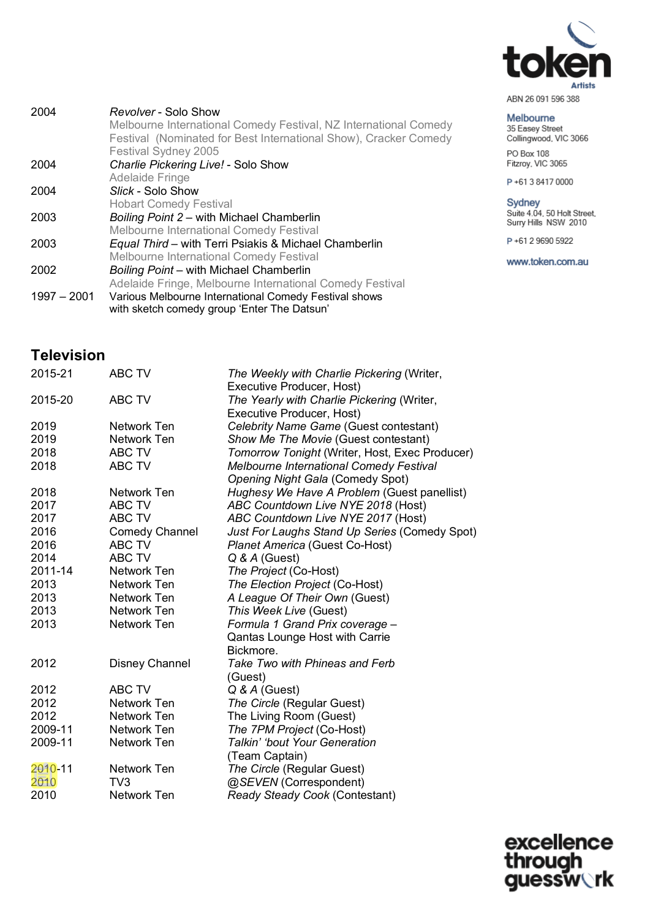| | |
|---|---|
| 2004 | *Revolver* - Solo Show<br>Melbourne International Comedy Festival, NZ International Comedy Festival (Nominated for Best International Show), Cracker Comedy Festival Sydney 2005 |
| 2004 | *Charlie Pickering Live!* - Solo Show<br>Adelaide Fringe |
| 2004 | *Slick* - Solo Show<br>Hobart Comedy Festival |
| 2003 | *Boiling Point 2* – with Michael Chamberlin<br>Melbourne International Comedy Festival |
| 2003 | *Equal Third* – with Terri Psiakis & Michael Chamberlin<br>Melbourne International Comedy Festival |
| 2002 | *Boiling Point* – with Michael Chamberlin<br>Adelaide Fringe, Melbourne International Comedy Festival |
| 1997 – 2001 | Various Melbourne International Comedy Festival shows with sketch comedy group 'Enter The Datsun' |

## Television

| | | |
|---|---|---|
| 2015-21 | ABC TV | *The Weekly with Charlie Pickering* (Writer, Executive Producer, Host) |
| 2015-20 | ABC TV | *The Yearly with Charlie Pickering* (Writer, Executive Producer, Host) |
| 2019 | Network Ten | *Celebrity Name Game* (Guest contestant) |
| 2019 | Network Ten | *Show Me The Movie* (Guest contestant) |
| 2018 | ABC TV | *Tomorrow Tonight* (Writer, Host, Exec Producer) |
| 2018 | ABC TV | *Melbourne International Comedy Festival Opening Night Gala* (Comedy Spot) |
| 2018 | Network Ten | *Hughesy We Have A Problem* (Guest panellist) |
| 2017 | ABC TV | *ABC Countdown Live NYE 2018* (Host) |
| 2017 | ABC TV | *ABC Countdown Live NYE 2017* (Host) |
| 2016 | Comedy Channel | *Just For Laughs Stand Up Series* (Comedy Spot) |
| 2016 | ABC TV | *Planet America* (Guest Co-Host) |
| 2014 | ABC TV | *Q & A* (Guest) |
| 2011-14 | Network Ten | *The Project* (Co-Host) |
| 2013 | Network Ten | *The Election Project* (Co-Host) |
| 2013 | Network Ten | *A League Of Their Own* (Guest) |
| 2013 | Network Ten | *This Week Live* (Guest) |
| 2013 | Network Ten | *Formula 1 Grand Prix coverage* – Qantas Lounge Host with Carrie Bickmore. |
| 2012 | Disney Channel | *Take Two with Phineas and Ferb* (Guest) |
| 2012 | ABC TV | *Q & A* (Guest) |
| 2012 | Network Ten | *The Circle* (Regular Guest) |
| 2012 | Network Ten | The Living Room (Guest) |
| 2009-11 | Network Ten | *The 7PM Project* (Co-Host) |
| 2009-11 | Network Ten | *Talkin' 'bout Your Generation* (Team Captain) |
| 2010-11 | Network Ten | *The Circle* (Regular Guest) |
| 2010 | TV3 | *@SEVEN* (Correspondent) |
| 2010 | Network Ten | *Ready Steady Cook* (Contestant) |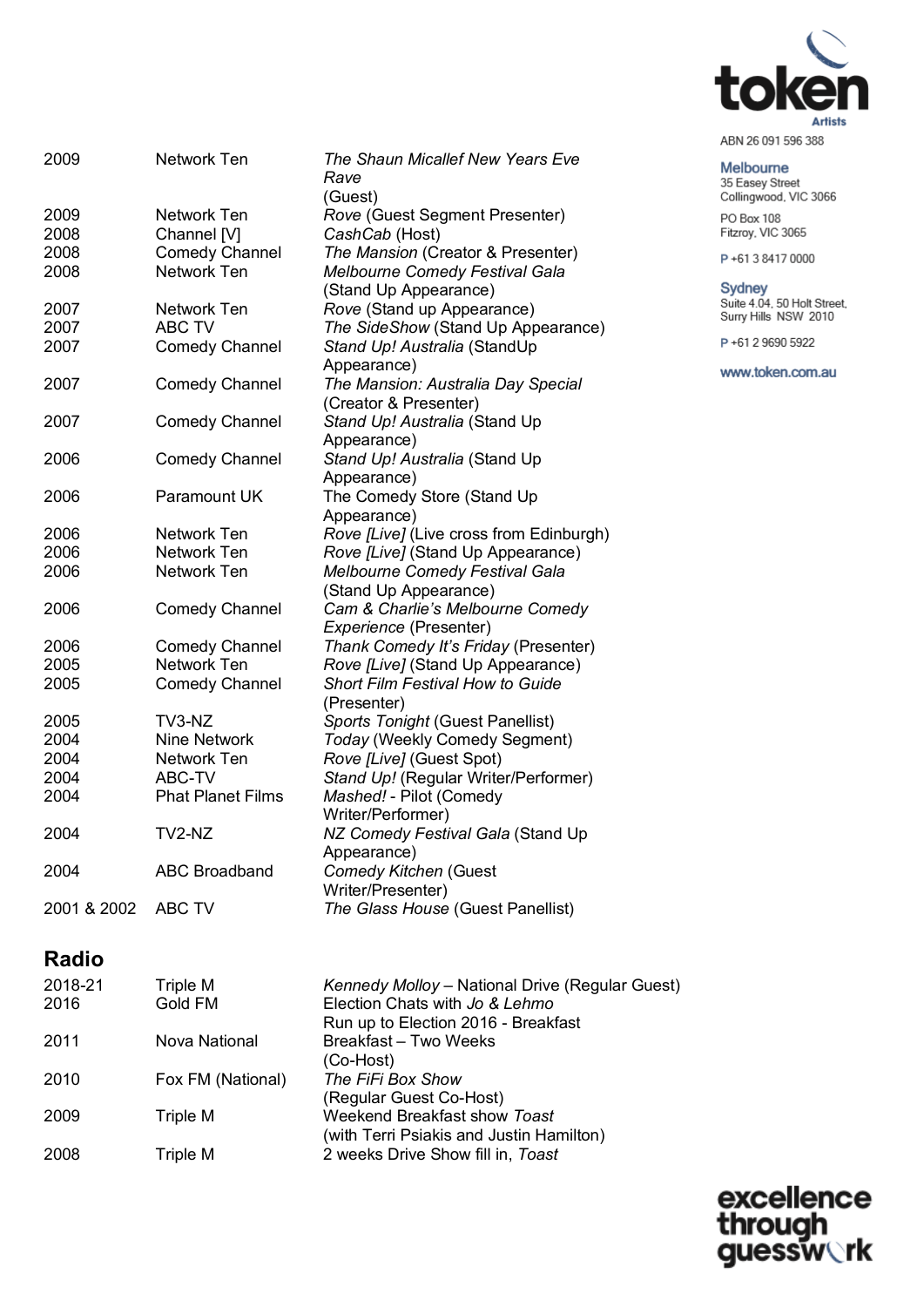| | | |
|---|---|---|
| 2009 | Network Ten | *The Shaun Micallef New Years Eve Rave* (Guest) |
| 2009 | Network Ten | *Rove* (Guest Segment Presenter) |
| 2008 | Channel [V] | *CashCab* (Host) |
| 2008 | Comedy Channel | *The Mansion* (Creator & Presenter) |
| 2008 | Network Ten | *Melbourne Comedy Festival Gala* (Stand Up Appearance) |
| 2007 | Network Ten | *Rove* (Stand up Appearance) |
| 2007 | ABC TV | *The SideShow* (Stand Up Appearance) |
| 2007 | Comedy Channel | *Stand Up! Australia* (StandUp Appearance) |
| 2007 | Comedy Channel | *The Mansion: Australia Day Special* (Creator & Presenter) |
| 2007 | Comedy Channel | *Stand Up! Australia* (Stand Up Appearance) |
| 2006 | Comedy Channel | *Stand Up! Australia* (Stand Up Appearance) |
| 2006 | Paramount UK | The Comedy Store (Stand Up Appearance) |
| 2006 | Network Ten | *Rove [Live]* (Live cross from Edinburgh) |
| 2006 | Network Ten | *Rove [Live]* (Stand Up Appearance) |
| 2006 | Network Ten | *Melbourne Comedy Festival Gala* (Stand Up Appearance) |
| 2006 | Comedy Channel | *Cam & Charlie's Melbourne Comedy Experience* (Presenter) |
| 2006 | Comedy Channel | *Thank Comedy It's Friday* (Presenter) |
| 2005 | Network Ten | *Rove [Live]* (Stand Up Appearance) |
| 2005 | Comedy Channel | *Short Film Festival How to Guide* (Presenter) |
| 2005 | TV3-NZ | *Sports Tonight* (Guest Panellist) |
| 2004 | Nine Network | *Today* (Weekly Comedy Segment) |
| 2004 | Network Ten | *Rove [Live]* (Guest Spot) |
| 2004 | ABC-TV | *Stand Up!* (Regular Writer/Performer) |
| 2004 | Phat Planet Films | *Mashed!* - Pilot (Comedy Writer/Performer) |
| 2004 | TV2-NZ | *NZ Comedy Festival Gala* (Stand Up Appearance) |
| 2004 | ABC Broadband | *Comedy Kitchen* (Guest Writer/Presenter) |
| 2001 & 2002 | ABC TV | *The Glass House* (Guest Panellist) |

## Radio

| | | |
|---|---|---|
| 2018-21 | Triple M | *Kennedy Molloy* – National Drive (Regular Guest) |
| 2016 | Gold FM | Election Chats with *Jo & Lehmo* Run up to Election 2016 - Breakfast |
| 2011 | Nova National | Breakfast – Two Weeks (Co-Host) |
| 2010 | Fox FM (National) | *The FiFi Box Show* (Regular Guest Co-Host) |
| 2009 | Triple M | Weekend Breakfast show *Toast* (with Terri Psiakis and Justin Hamilton) |
| 2008 | Triple M | 2 weeks Drive Show fill in, *Toast* |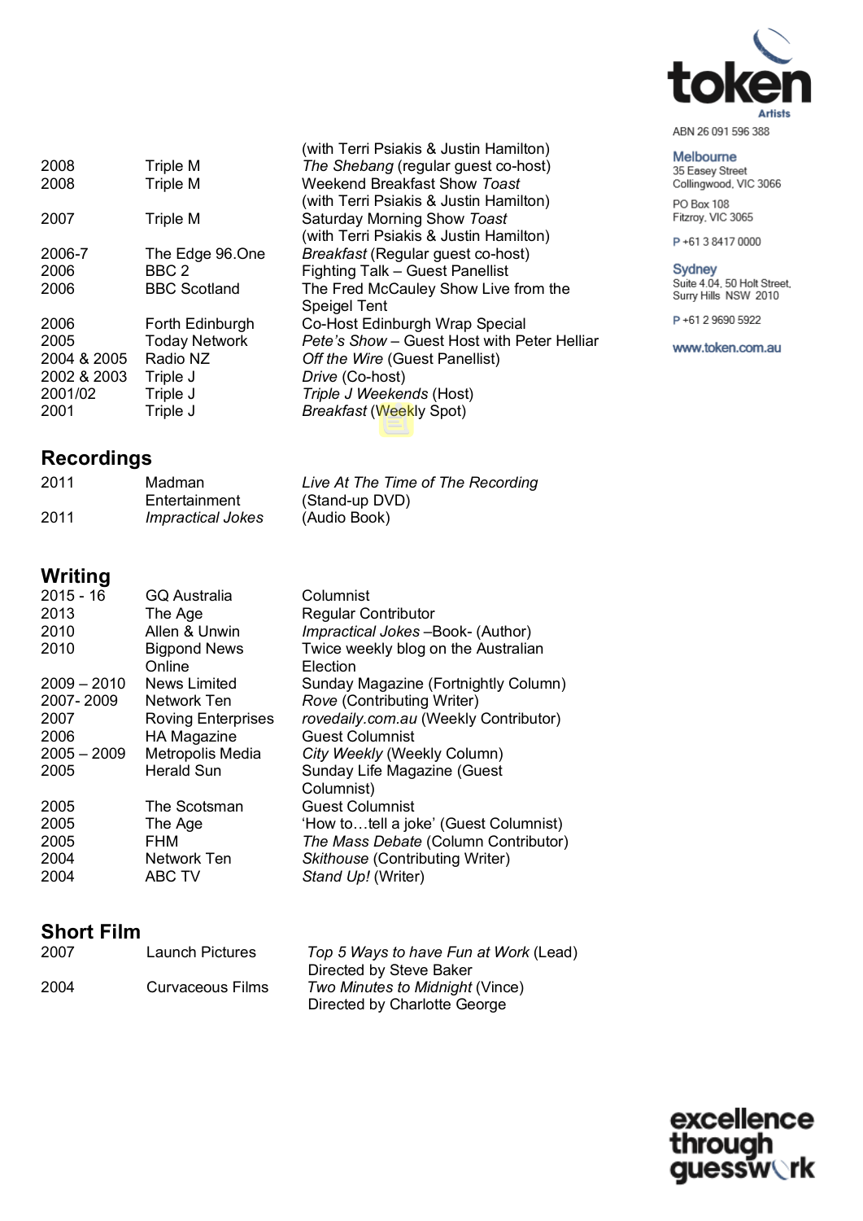| | | (with Terri Psiakis & Justin Hamilton) |
|---|---|---|
| 2008 | Triple M | *The Shebang* (regular guest co-host) |
| 2008 | Triple M | Weekend Breakfast Show *Toast* (with Terri Psiakis & Justin Hamilton) |
| 2007 | Triple M | Saturday Morning Show *Toast* (with Terri Psiakis & Justin Hamilton) |
| 2006-7 | The Edge 96.One | *Breakfast* (Regular guest co-host) |
| 2006 | BBC 2 | Fighting Talk – Guest Panellist |
| 2006 | BBC Scotland | The Fred McCauley Show Live from the Speigel Tent |
| 2006 | Forth Edinburgh | Co-Host Edinburgh Wrap Special |
| 2005 | Today Network | *Pete's Show* – Guest Host with Peter Helliar |
| 2004 & 2005 | Radio NZ | *Off the Wire* (Guest Panellist) |
| 2002 & 2003 | Triple J | *Drive* (Co-host) |
| 2001/02 | Triple J | *Triple J Weekends* (Host) |
| 2001 | Triple J | *Breakfast* (Weekly Spot) |

## Recordings

| | | |
|---|---|---|
| 2011 | Madman Entertainment | *Live At The Time of The Recording* (Stand-up DVD) |
| 2011 | *Impractical Jokes* | (Audio Book) |

## Writing

| | | |
|---|---|---|
| 2015 - 16 | GQ Australia | Columnist |
| 2013 | The Age | Regular Contributor |
| 2010 | Allen & Unwin | *Impractical Jokes* –Book- (Author) |
| 2010 | Bigpond News Online | Twice weekly blog on the Australian Election |
| 2009 – 2010 | News Limited | Sunday Magazine (Fortnightly Column) |
| 2007- 2009 | Network Ten | *Rove* (Contributing Writer) |
| 2007 | Roving Enterprises | *rovedaily.com.au* (Weekly Contributor) |
| 2006 | HA Magazine | Guest Columnist |
| 2005 – 2009 | Metropolis Media | *City Weekly* (Weekly Column) |
| 2005 | Herald Sun | Sunday Life Magazine (Guest Columnist) |
| 2005 | The Scotsman | Guest Columnist |
| 2005 | The Age | 'How to…tell a joke' (Guest Columnist) |
| 2005 | FHM | *The Mass Debate* (Column Contributor) |
| 2004 | Network Ten | *Skithouse* (Contributing Writer) |
| 2004 | ABC TV | *Stand Up!* (Writer) |

## Short Film

| | | |
|---|---|---|
| 2007 | Launch Pictures | *Top 5 Ways to have Fun at Work* (Lead) Directed by Steve Baker |
| 2004 | Curvaceous Films | *Two Minutes to Midnight* (Vince) Directed by Charlotte George |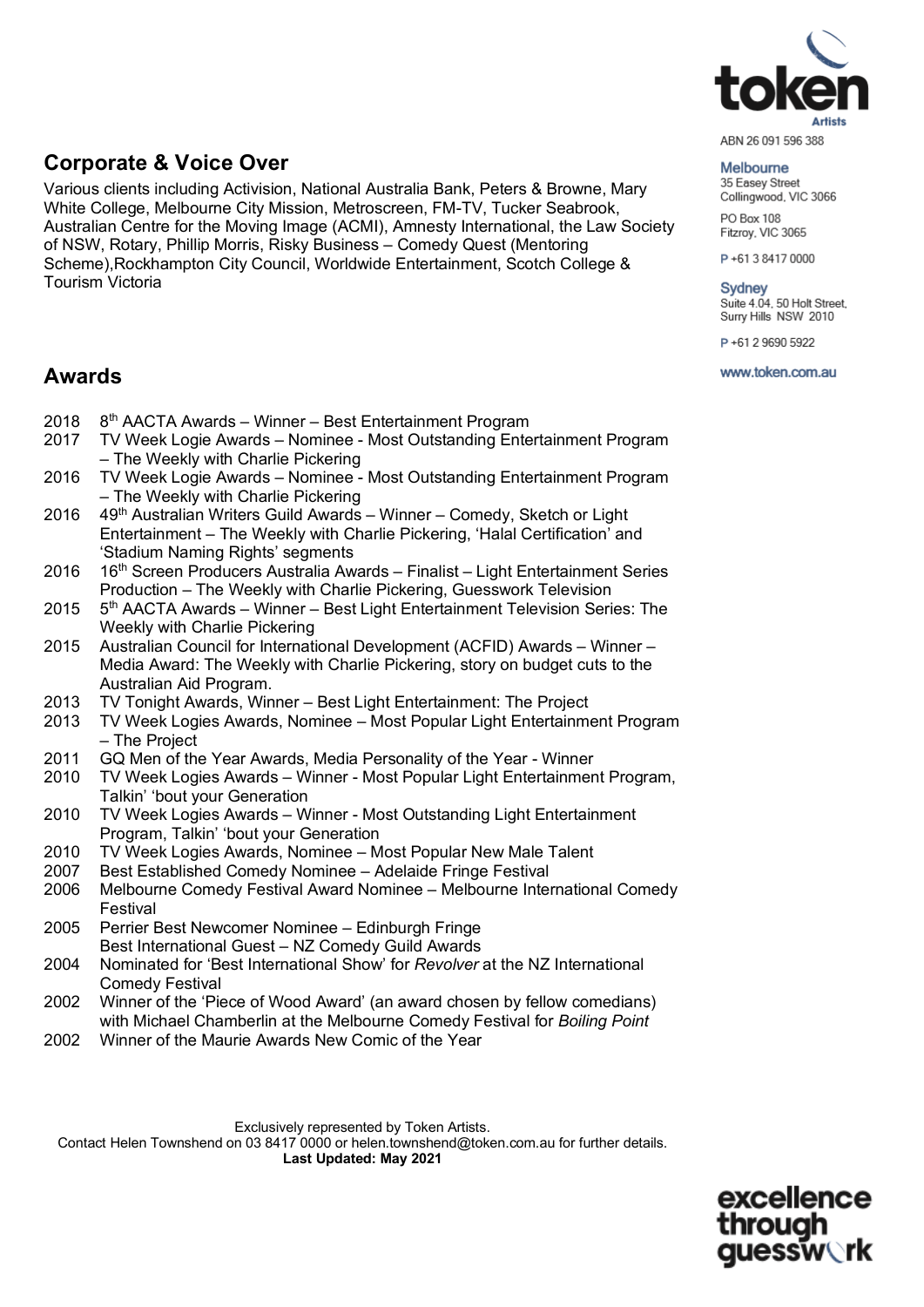## Corporate & Voice Over

Various clients including Activision, National Australia Bank, Peters & Browne, Mary White College, Melbourne City Mission, Metroscreen, FM-TV, Tucker Seabrook, Australian Centre for the Moving Image (ACMI), Amnesty International, the Law Society of NSW, Rotary, Phillip Morris, Risky Business – Comedy Quest (Mentoring Scheme),Rockhampton City Council, Worldwide Entertainment, Scotch College & Tourism Victoria

## Awards

- 2018 8th AACTA Awards – Winner – Best Entertainment Program
- 2017 TV Week Logie Awards – Nominee - Most Outstanding Entertainment Program – The Weekly with Charlie Pickering
- 2016 TV Week Logie Awards – Nominee - Most Outstanding Entertainment Program – The Weekly with Charlie Pickering
- 2016 49th Australian Writers Guild Awards – Winner – Comedy, Sketch or Light Entertainment – The Weekly with Charlie Pickering, 'Halal Certification' and 'Stadium Naming Rights' segments
- 2016 16th Screen Producers Australia Awards – Finalist – Light Entertainment Series Production – The Weekly with Charlie Pickering, Guesswork Television
- 2015 5th AACTA Awards – Winner – Best Light Entertainment Television Series: The Weekly with Charlie Pickering
- 2015 Australian Council for International Development (ACFID) Awards – Winner – Media Award: The Weekly with Charlie Pickering, story on budget cuts to the Australian Aid Program.
- 2013 TV Tonight Awards, Winner – Best Light Entertainment: The Project
- 2013 TV Week Logies Awards, Nominee – Most Popular Light Entertainment Program – The Project
- 2011 GQ Men of the Year Awards, Media Personality of the Year - Winner
- 2010 TV Week Logies Awards – Winner - Most Popular Light Entertainment Program, Talkin' 'bout your Generation
- 2010 TV Week Logies Awards – Winner - Most Outstanding Light Entertainment Program, Talkin' 'bout your Generation
- 2010 TV Week Logies Awards, Nominee – Most Popular New Male Talent
- 2007 Best Established Comedy Nominee – Adelaide Fringe Festival
- 2006 Melbourne Comedy Festival Award Nominee – Melbourne International Comedy Festival
- 2005 Perrier Best Newcomer Nominee – Edinburgh Fringe
  Best International Guest – NZ Comedy Guild Awards
- 2004 Nominated for 'Best International Show' for *Revolver* at the NZ International Comedy Festival
- 2002 Winner of the 'Piece of Wood Award' (an award chosen by fellow comedians) with Michael Chamberlin at the Melbourne Comedy Festival for *Boiling Point*
- 2002 Winner of the Maurie Awards New Comic of the Year

Exclusively represented by Token Artists.
Contact Helen Townshend on 03 8417 0000 or helen.townshend@token.com.au for further details.
**Last Updated: May 2021**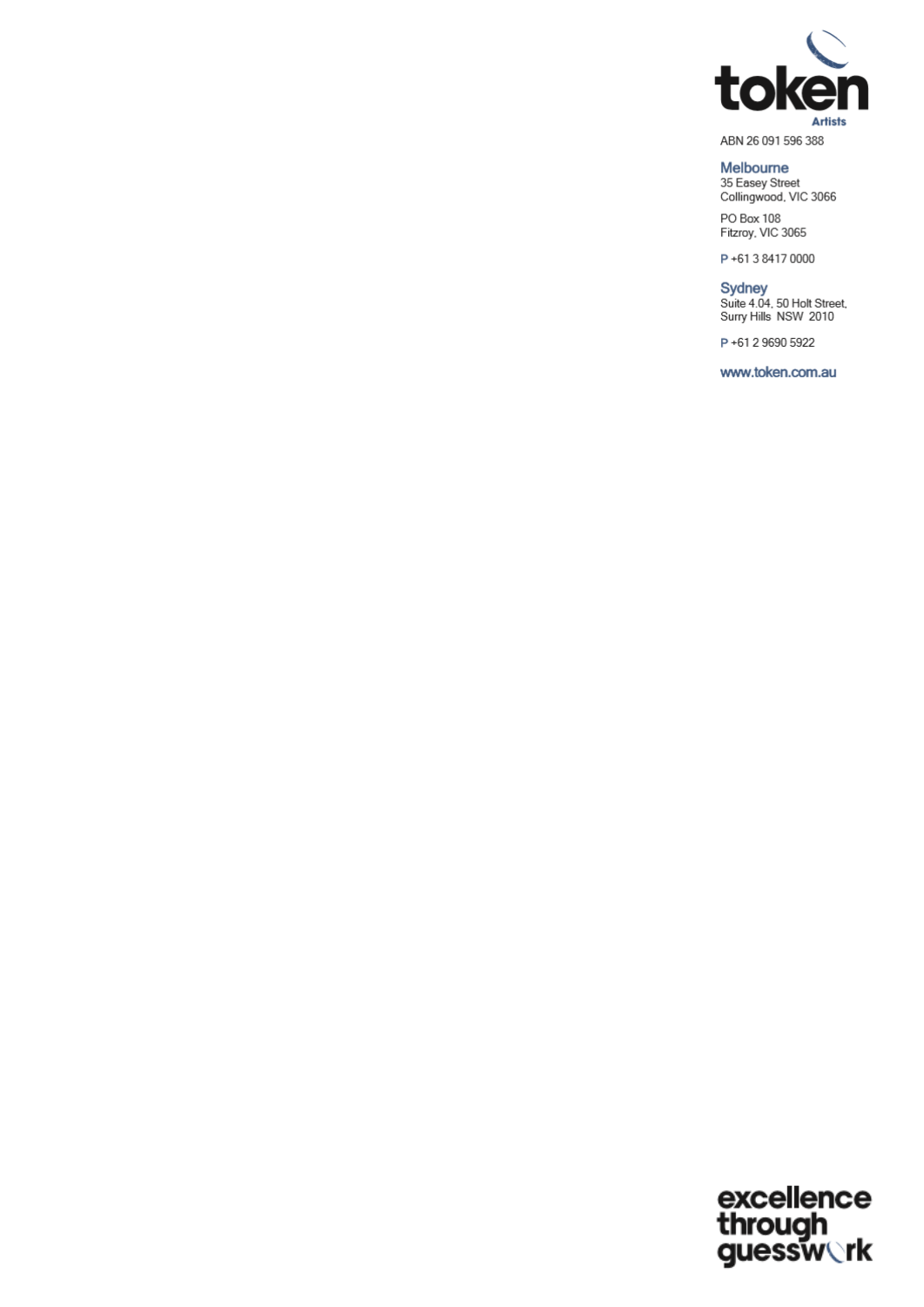token
Artists

ABN 26 091 596 388

**Melbourne**
35 Easey Street
Collingwood, VIC 3066

PO Box 108
Fitzroy, VIC 3065

P +61 3 8417 0000

**Sydney**
Suite 4.04, 50 Holt Street,
Surry Hills NSW 2010

P +61 2 9690 5922

www.token.com.au

excellence
through
guesswork